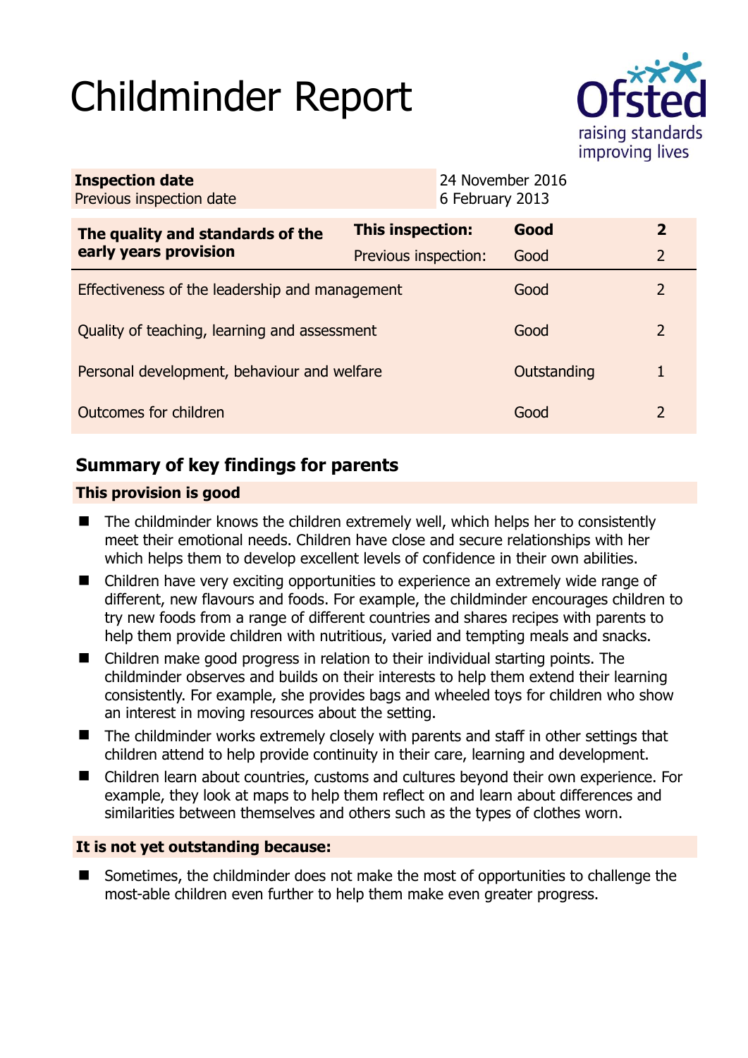# Childminder Report

| **Inspection date** | 24 November 2016 |
|---|---|
| Previous inspection date | 6 February 2013 |

| **The quality and standards of the early years provision** | **This inspection:** | **Good** | **2** |
|---|---|---|---|
| | Previous inspection: | Good | 2 |
| Effectiveness of the leadership and management | | Good | 2 |
| Quality of teaching, learning and assessment | | Good | 2 |
| Personal development, behaviour and welfare | | Outstanding | 1 |
| Outcomes for children | | Good | 2 |

## Summary of key findings for parents

**This provision is good**

- The childminder knows the children extremely well, which helps her to consistently meet their emotional needs. Children have close and secure relationships with her which helps them to develop excellent levels of confidence in their own abilities.
- Children have very exciting opportunities to experience an extremely wide range of different, new flavours and foods. For example, the childminder encourages children to try new foods from a range of different countries and shares recipes with parents to help them provide children with nutritious, varied and tempting meals and snacks.
- Children make good progress in relation to their individual starting points. The childminder observes and builds on their interests to help them extend their learning consistently. For example, she provides bags and wheeled toys for children who show an interest in moving resources about the setting.
- The childminder works extremely closely with parents and staff in other settings that children attend to help provide continuity in their care, learning and development.
- Children learn about countries, customs and cultures beyond their own experience. For example, they look at maps to help them reflect on and learn about differences and similarities between themselves and others such as the types of clothes worn.

**It is not yet outstanding because:**

- Sometimes, the childminder does not make the most of opportunities to challenge the most-able children even further to help them make even greater progress.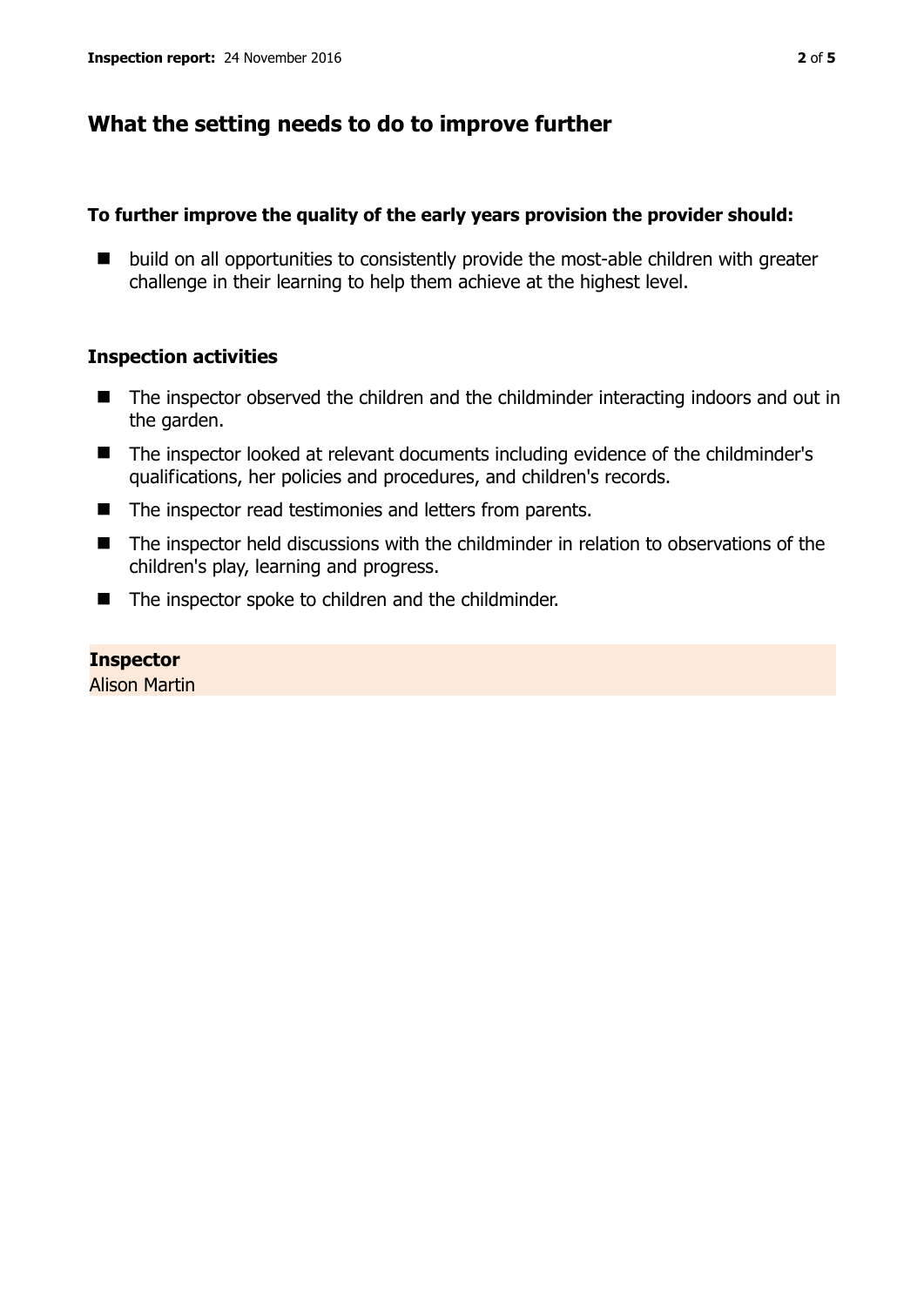## What the setting needs to do to improve further

**To further improve the quality of the early years provision the provider should:**

- build on all opportunities to consistently provide the most-able children with greater challenge in their learning to help them achieve at the highest level.

### Inspection activities

- The inspector observed the children and the childminder interacting indoors and out in the garden.
- The inspector looked at relevant documents including evidence of the childminder's qualifications, her policies and procedures, and children's records.
- The inspector read testimonies and letters from parents.
- The inspector held discussions with the childminder in relation to observations of the children's play, learning and progress.
- The inspector spoke to children and the childminder.

**Inspector**
Alison Martin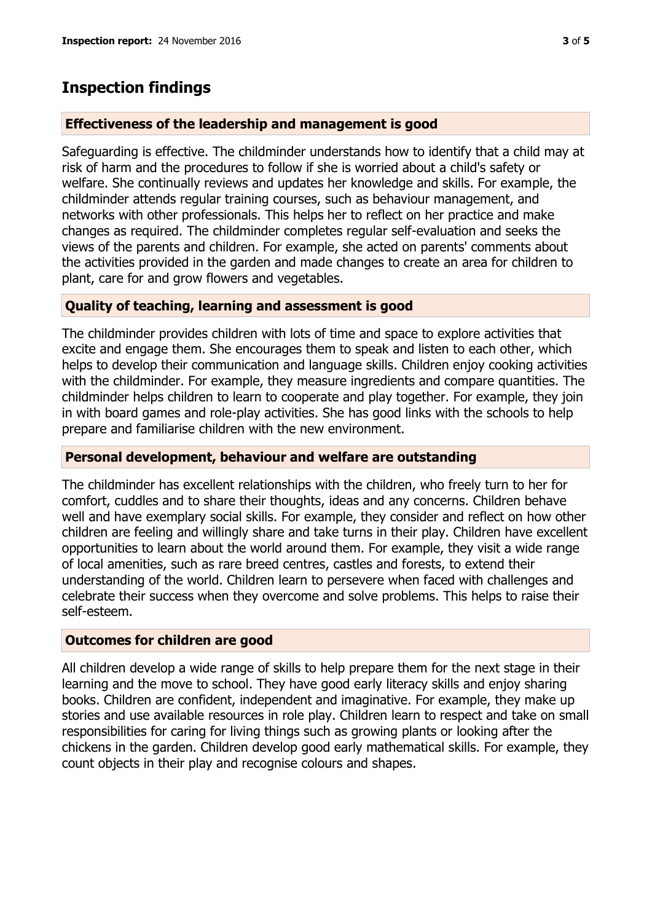# Inspection findings

## Effectiveness of the leadership and management is good

Safeguarding is effective. The childminder understands how to identify that a child may at risk of harm and the procedures to follow if she is worried about a child's safety or welfare. She continually reviews and updates her knowledge and skills. For example, the childminder attends regular training courses, such as behaviour management, and networks with other professionals. This helps her to reflect on her practice and make changes as required. The childminder completes regular self-evaluation and seeks the views of the parents and children. For example, she acted on parents' comments about the activities provided in the garden and made changes to create an area for children to plant, care for and grow flowers and vegetables.

## Quality of teaching, learning and assessment is good

The childminder provides children with lots of time and space to explore activities that excite and engage them. She encourages them to speak and listen to each other, which helps to develop their communication and language skills. Children enjoy cooking activities with the childminder. For example, they measure ingredients and compare quantities. The childminder helps children to learn to cooperate and play together. For example, they join in with board games and role-play activities. She has good links with the schools to help prepare and familiarise children with the new environment.

## Personal development, behaviour and welfare are outstanding

The childminder has excellent relationships with the children, who freely turn to her for comfort, cuddles and to share their thoughts, ideas and any concerns. Children behave well and have exemplary social skills. For example, they consider and reflect on how other children are feeling and willingly share and take turns in their play. Children have excellent opportunities to learn about the world around them. For example, they visit a wide range of local amenities, such as rare breed centres, castles and forests, to extend their understanding of the world. Children learn to persevere when faced with challenges and celebrate their success when they overcome and solve problems. This helps to raise their self-esteem.

## Outcomes for children are good

All children develop a wide range of skills to help prepare them for the next stage in their learning and the move to school. They have good early literacy skills and enjoy sharing books. Children are confident, independent and imaginative. For example, they make up stories and use available resources in role play. Children learn to respect and take on small responsibilities for caring for living things such as growing plants or looking after the chickens in the garden. Children develop good early mathematical skills. For example, they count objects in their play and recognise colours and shapes.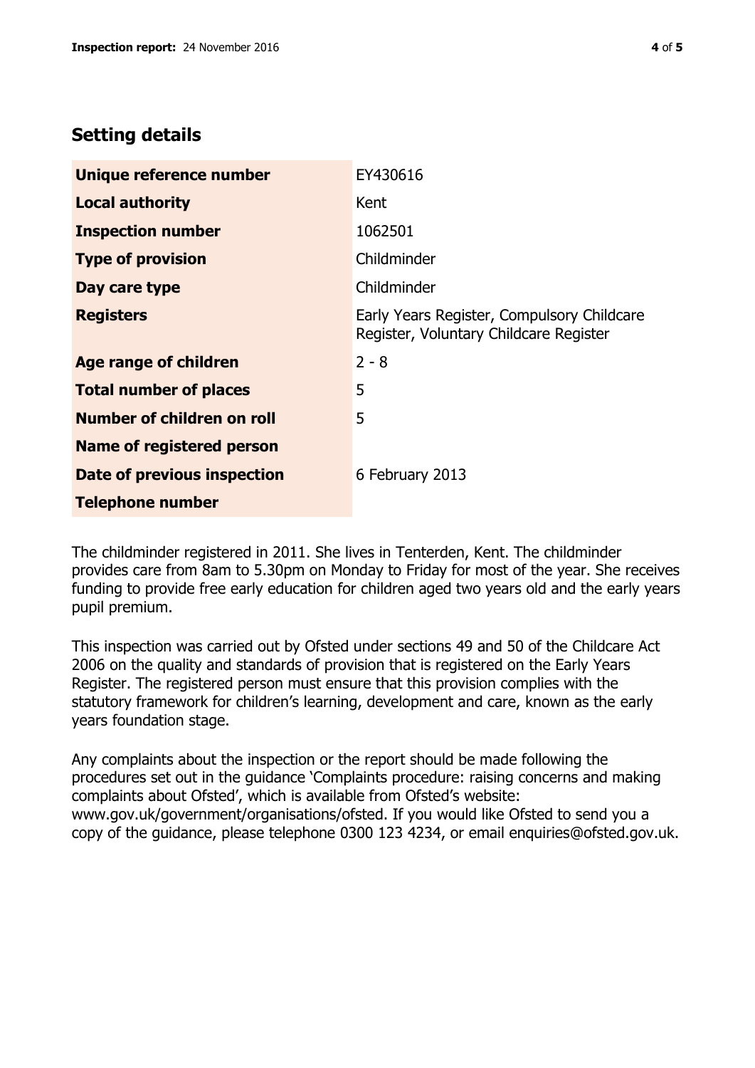## Setting details

| | |
|---|---|
| **Unique reference number** | EY430616 |
| **Local authority** | Kent |
| **Inspection number** | 1062501 |
| **Type of provision** | Childminder |
| **Day care type** | Childminder |
| **Registers** | Early Years Register, Compulsory Childcare Register, Voluntary Childcare Register |
| **Age range of children** | 2 - 8 |
| **Total number of places** | 5 |
| **Number of children on roll** | 5 |
| **Name of registered person** | |
| **Date of previous inspection** | 6 February 2013 |
| **Telephone number** | |

The childminder registered in 2011. She lives in Tenterden, Kent. The childminder provides care from 8am to 5.30pm on Monday to Friday for most of the year. She receives funding to provide free early education for children aged two years old and the early years pupil premium.

This inspection was carried out by Ofsted under sections 49 and 50 of the Childcare Act 2006 on the quality and standards of provision that is registered on the Early Years Register. The registered person must ensure that this provision complies with the statutory framework for children's learning, development and care, known as the early years foundation stage.

Any complaints about the inspection or the report should be made following the procedures set out in the guidance 'Complaints procedure: raising concerns and making complaints about Ofsted', which is available from Ofsted's website: www.gov.uk/government/organisations/ofsted. If you would like Ofsted to send you a copy of the guidance, please telephone 0300 123 4234, or email enquiries@ofsted.gov.uk.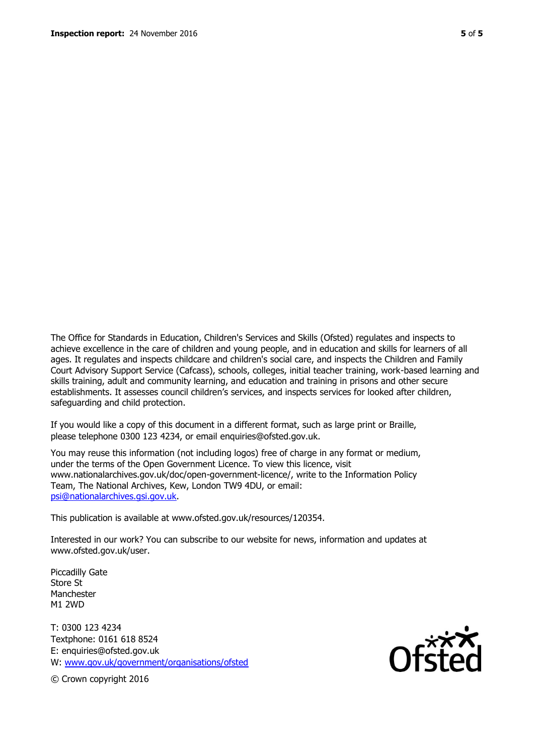The Office for Standards in Education, Children's Services and Skills (Ofsted) regulates and inspects to achieve excellence in the care of children and young people, and in education and skills for learners of all ages. It regulates and inspects childcare and children's social care, and inspects the Children and Family Court Advisory Support Service (Cafcass), schools, colleges, initial teacher training, work-based learning and skills training, adult and community learning, and education and training in prisons and other secure establishments. It assesses council children's services, and inspects services for looked after children, safeguarding and child protection.

If you would like a copy of this document in a different format, such as large print or Braille, please telephone 0300 123 4234, or email enquiries@ofsted.gov.uk.

You may reuse this information (not including logos) free of charge in any format or medium, under the terms of the Open Government Licence. To view this licence, visit www.nationalarchives.gov.uk/doc/open-government-licence/, write to the Information Policy Team, The National Archives, Kew, London TW9 4DU, or email: psi@nationalarchives.gsi.gov.uk.

This publication is available at www.ofsted.gov.uk/resources/120354.

Interested in our work? You can subscribe to our website for news, information and updates at www.ofsted.gov.uk/user.

Piccadilly Gate
Store St
Manchester
M1 2WD

T: 0300 123 4234
Textphone: 0161 618 8524
E: enquiries@ofsted.gov.uk
W: www.gov.uk/government/organisations/ofsted

© Crown copyright 2016